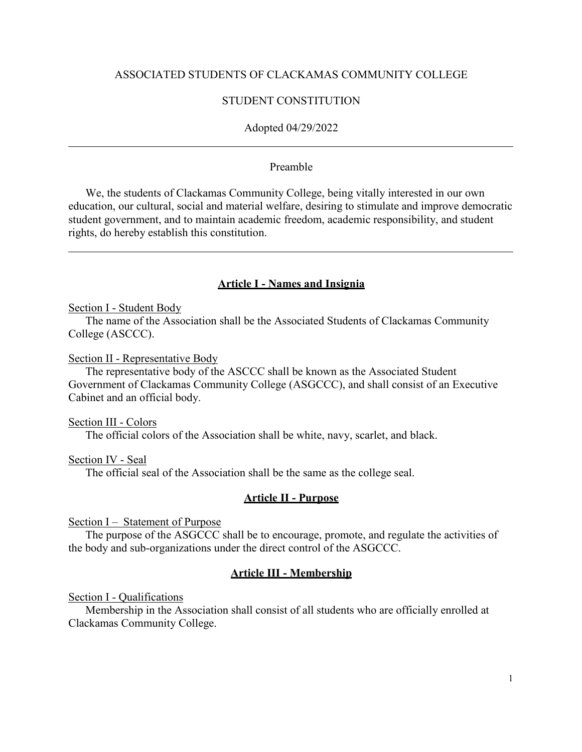ASSOCIATED STUDENTS OF CLACKAMAS COMMUNITY COLLEGE

STUDENT CONSTITUTION

Adopted 04/29/2022

---

Preamble

We, the students of Clackamas Community College, being vitally interested in our own education, our cultural, social and material welfare, desiring to stimulate and improve democratic student government, and to maintain academic freedom, academic responsibility, and student rights, do hereby establish this constitution.

---

## Article I - Names and Insignia

Section I - Student Body

The name of the Association shall be the Associated Students of Clackamas Community College (ASCCC).

Section II - Representative Body

The representative body of the ASCCC shall be known as the Associated Student Government of Clackamas Community College (ASGCCC), and shall consist of an Executive Cabinet and an official body.

Section III - Colors

The official colors of the Association shall be white, navy, scarlet, and black.

Section IV - Seal

The official seal of the Association shall be the same as the college seal.

## Article II - Purpose

Section I – Statement of Purpose

The purpose of the ASGCCC shall be to encourage, promote, and regulate the activities of the body and sub-organizations under the direct control of the ASGCCC.

## Article III - Membership

Section I - Qualifications

Membership in the Association shall consist of all students who are officially enrolled at Clackamas Community College.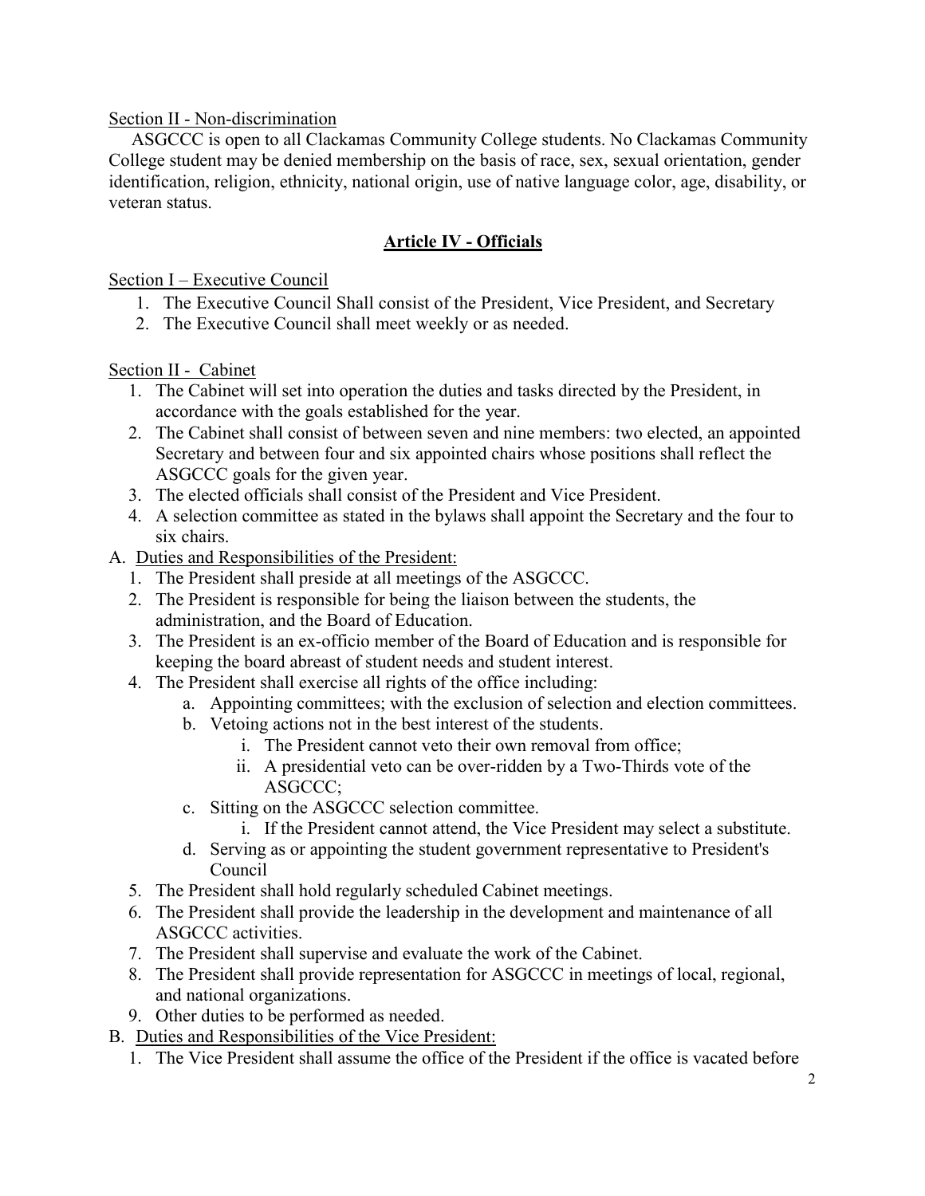Section II - Non-discrimination

ASGCCC is open to all Clackamas Community College students. No Clackamas Community College student may be denied membership on the basis of race, sex, sexual orientation, gender identification, religion, ethnicity, national origin, use of native language color, age, disability, or veteran status.

## Article IV - Officials

Section I – Executive Council

1. The Executive Council Shall consist of the President, Vice President, and Secretary
2. The Executive Council shall meet weekly or as needed.

Section II - Cabinet

1. The Cabinet will set into operation the duties and tasks directed by the President, in accordance with the goals established for the year.
2. The Cabinet shall consist of between seven and nine members: two elected, an appointed Secretary and between four and six appointed chairs whose positions shall reflect the ASGCCC goals for the given year.
3. The elected officials shall consist of the President and Vice President.
4. A selection committee as stated in the bylaws shall appoint the Secretary and the four to six chairs.

A. Duties and Responsibilities of the President:

1. The President shall preside at all meetings of the ASGCCC.
2. The President is responsible for being the liaison between the students, the administration, and the Board of Education.
3. The President is an ex-officio member of the Board of Education and is responsible for keeping the board abreast of student needs and student interest.
4. The President shall exercise all rights of the office including:
    a. Appointing committees; with the exclusion of selection and election committees.
    b. Vetoing actions not in the best interest of the students.
        i. The President cannot veto their own removal from office;
        ii. A presidential veto can be over-ridden by a Two-Thirds vote of the ASGCCC;
    c. Sitting on the ASGCCC selection committee.
        i. If the President cannot attend, the Vice President may select a substitute.
    d. Serving as or appointing the student government representative to President's Council
5. The President shall hold regularly scheduled Cabinet meetings.
6. The President shall provide the leadership in the development and maintenance of all ASGCCC activities.
7. The President shall supervise and evaluate the work of the Cabinet.
8. The President shall provide representation for ASGCCC in meetings of local, regional, and national organizations.
9. Other duties to be performed as needed.

B. Duties and Responsibilities of the Vice President:

1. The Vice President shall assume the office of the President if the office is vacated before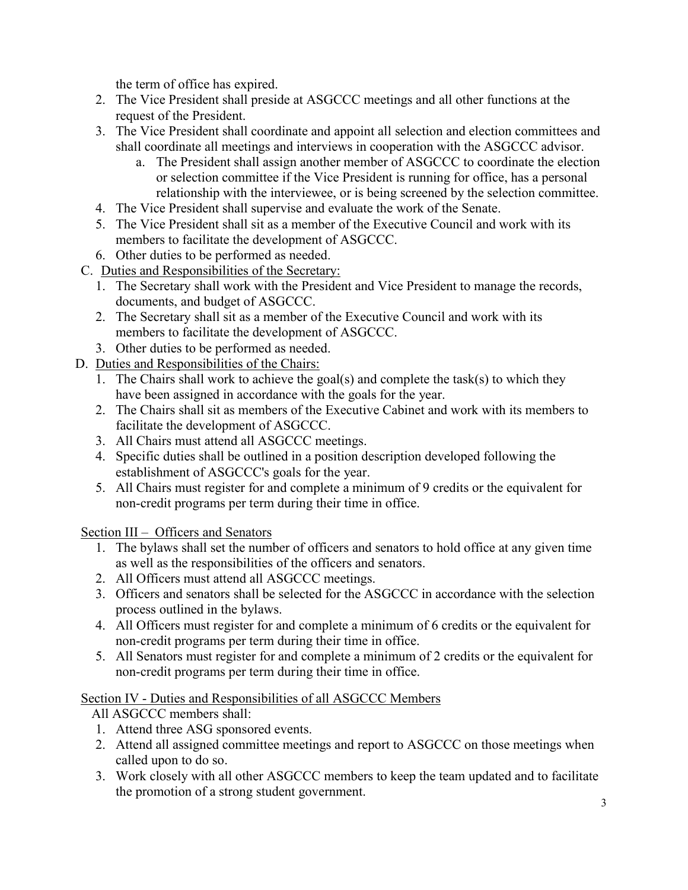the term of office has expired.

2. The Vice President shall preside at ASGCCC meetings and all other functions at the request of the President.
3. The Vice President shall coordinate and appoint all selection and election committees and shall coordinate all meetings and interviews in cooperation with the ASGCCC advisor.
    a. The President shall assign another member of ASGCCC to coordinate the election or selection committee if the Vice President is running for office, has a personal relationship with the interviewee, or is being screened by the selection committee.
4. The Vice President shall supervise and evaluate the work of the Senate.
5. The Vice President shall sit as a member of the Executive Council and work with its members to facilitate the development of ASGCCC.
6. Other duties to be performed as needed.

C. Duties and Responsibilities of the Secretary:

1. The Secretary shall work with the President and Vice President to manage the records, documents, and budget of ASGCCC.
2. The Secretary shall sit as a member of the Executive Council and work with its members to facilitate the development of ASGCCC.
3. Other duties to be performed as needed.

D. Duties and Responsibilities of the Chairs:

1. The Chairs shall work to achieve the goal(s) and complete the task(s) to which they have been assigned in accordance with the goals for the year.
2. The Chairs shall sit as members of the Executive Cabinet and work with its members to facilitate the development of ASGCCC.
3. All Chairs must attend all ASGCCC meetings.
4. Specific duties shall be outlined in a position description developed following the establishment of ASGCCC's goals for the year.
5. All Chairs must register for and complete a minimum of 9 credits or the equivalent for non-credit programs per term during their time in office.

Section III – Officers and Senators

1. The bylaws shall set the number of officers and senators to hold office at any given time as well as the responsibilities of the officers and senators.
2. All Officers must attend all ASGCCC meetings.
3. Officers and senators shall be selected for the ASGCCC in accordance with the selection process outlined in the bylaws.
4. All Officers must register for and complete a minimum of 6 credits or the equivalent for non-credit programs per term during their time in office.
5. All Senators must register for and complete a minimum of 2 credits or the equivalent for non-credit programs per term during their time in office.

Section IV - Duties and Responsibilities of all ASGCCC Members

All ASGCCC members shall:

1. Attend three ASG sponsored events.
2. Attend all assigned committee meetings and report to ASGCCC on those meetings when called upon to do so.
3. Work closely with all other ASGCCC members to keep the team updated and to facilitate the promotion of a strong student government.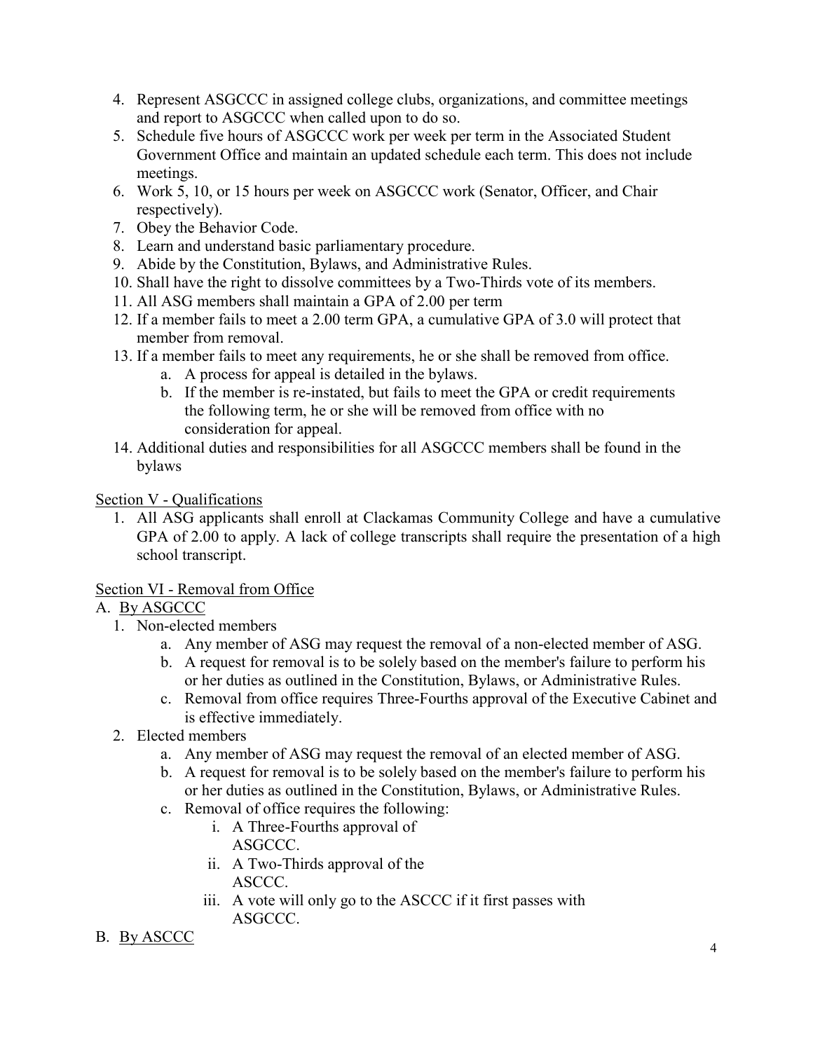4. Represent ASGCCC in assigned college clubs, organizations, and committee meetings and report to ASGCCC when called upon to do so.
5. Schedule five hours of ASGCCC work per week per term in the Associated Student Government Office and maintain an updated schedule each term. This does not include meetings.
6. Work 5, 10, or 15 hours per week on ASGCCC work (Senator, Officer, and Chair respectively).
7. Obey the Behavior Code.
8. Learn and understand basic parliamentary procedure.
9. Abide by the Constitution, Bylaws, and Administrative Rules.
10. Shall have the right to dissolve committees by a Two-Thirds vote of its members.
11. All ASG members shall maintain a GPA of 2.00 per term
12. If a member fails to meet a 2.00 term GPA, a cumulative GPA of 3.0 will protect that member from removal.
13. If a member fails to meet any requirements, he or she shall be removed from office.
    a. A process for appeal is detailed in the bylaws.
    b. If the member is re-instated, but fails to meet the GPA or credit requirements the following term, he or she will be removed from office with no consideration for appeal.
14. Additional duties and responsibilities for all ASGCCC members shall be found in the bylaws

Section V - Qualifications

1. All ASG applicants shall enroll at Clackamas Community College and have a cumulative GPA of 2.00 to apply. A lack of college transcripts shall require the presentation of a high school transcript.

Section VI - Removal from Office

A. By ASGCCC

1. Non-elected members
    a. Any member of ASG may request the removal of a non-elected member of ASG.
    b. A request for removal is to be solely based on the member's failure to perform his or her duties as outlined in the Constitution, Bylaws, or Administrative Rules.
    c. Removal from office requires Three-Fourths approval of the Executive Cabinet and is effective immediately.
2. Elected members
    a. Any member of ASG may request the removal of an elected member of ASG.
    b. A request for removal is to be solely based on the member's failure to perform his or her duties as outlined in the Constitution, Bylaws, or Administrative Rules.
    c. Removal of office requires the following:
        i. A Three-Fourths approval of ASGCCC.
        ii. A Two-Thirds approval of the ASCCC.
        iii. A vote will only go to the ASCCC if it first passes with ASGCCC.

B. By ASCCC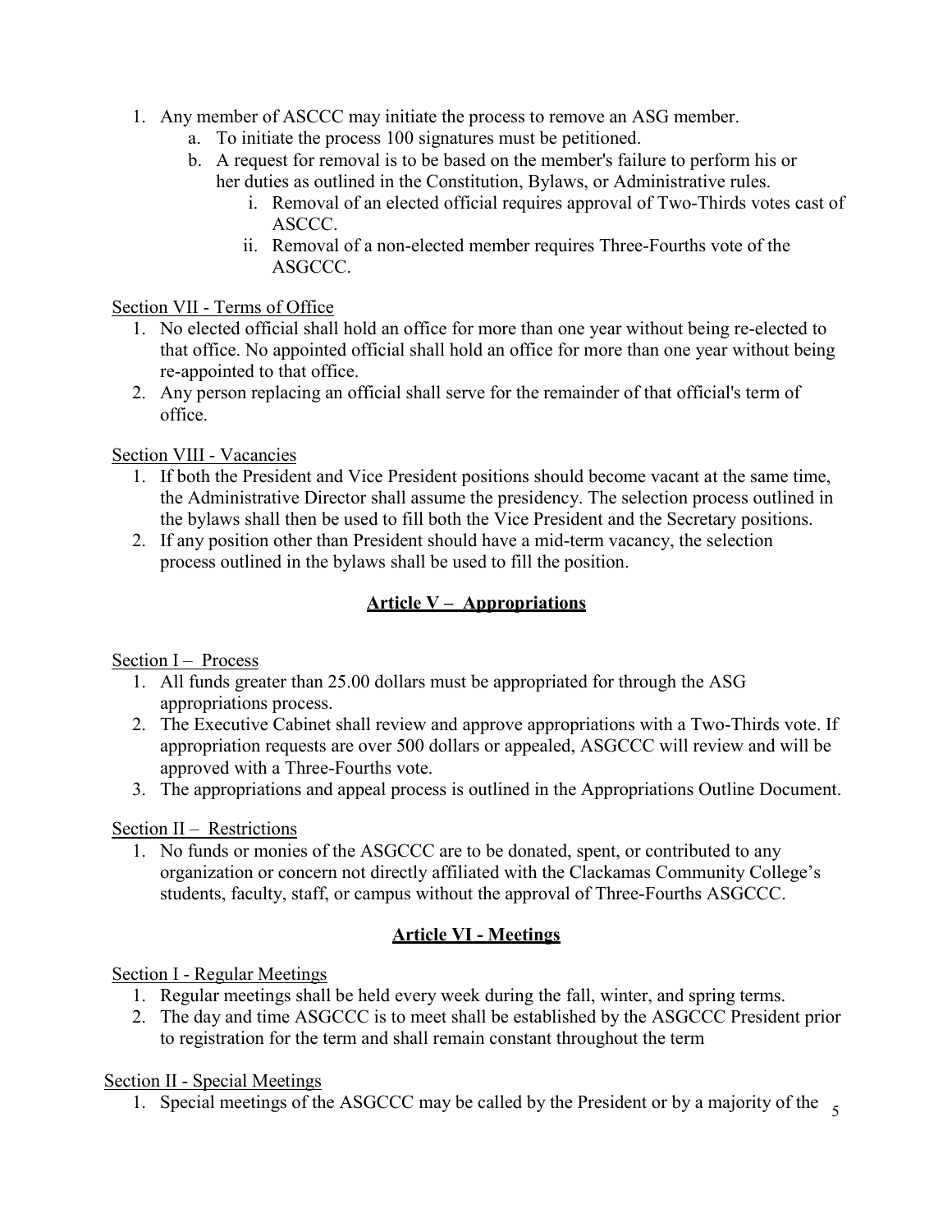1. Any member of ASCCC may initiate the process to remove an ASG member.
   a. To initiate the process 100 signatures must be petitioned.
   b. A request for removal is to be based on the member's failure to perform his or her duties as outlined in the Constitution, Bylaws, or Administrative rules.
      i. Removal of an elected official requires approval of Two-Thirds votes cast of ASCCC.
      ii. Removal of a non-elected member requires Three-Fourths vote of the ASGCCC.

Section VII - Terms of Office

1. No elected official shall hold an office for more than one year without being re-elected to that office. No appointed official shall hold an office for more than one year without being re-appointed to that office.
2. Any person replacing an official shall serve for the remainder of that official's term of office.

Section VIII - Vacancies

1. If both the President and Vice President positions should become vacant at the same time, the Administrative Director shall assume the presidency. The selection process outlined in the bylaws shall then be used to fill both the Vice President and the Secretary positions.
2. If any position other than President should have a mid-term vacancy, the selection process outlined in the bylaws shall be used to fill the position.

## Article V – Appropriations

Section I – Process

1. All funds greater than 25.00 dollars must be appropriated for through the ASG appropriations process.
2. The Executive Cabinet shall review and approve appropriations with a Two-Thirds vote. If appropriation requests are over 500 dollars or appealed, ASGCCC will review and will be approved with a Three-Fourths vote.
3. The appropriations and appeal process is outlined in the Appropriations Outline Document.

Section II – Restrictions

1. No funds or monies of the ASGCCC are to be donated, spent, or contributed to any organization or concern not directly affiliated with the Clackamas Community College's students, faculty, staff, or campus without the approval of Three-Fourths ASGCCC.

## Article VI - Meetings

Section I - Regular Meetings

1. Regular meetings shall be held every week during the fall, winter, and spring terms.
2. The day and time ASGCCC is to meet shall be established by the ASGCCC President prior to registration for the term and shall remain constant throughout the term

Section II - Special Meetings

1. Special meetings of the ASGCCC may be called by the President or by a majority of the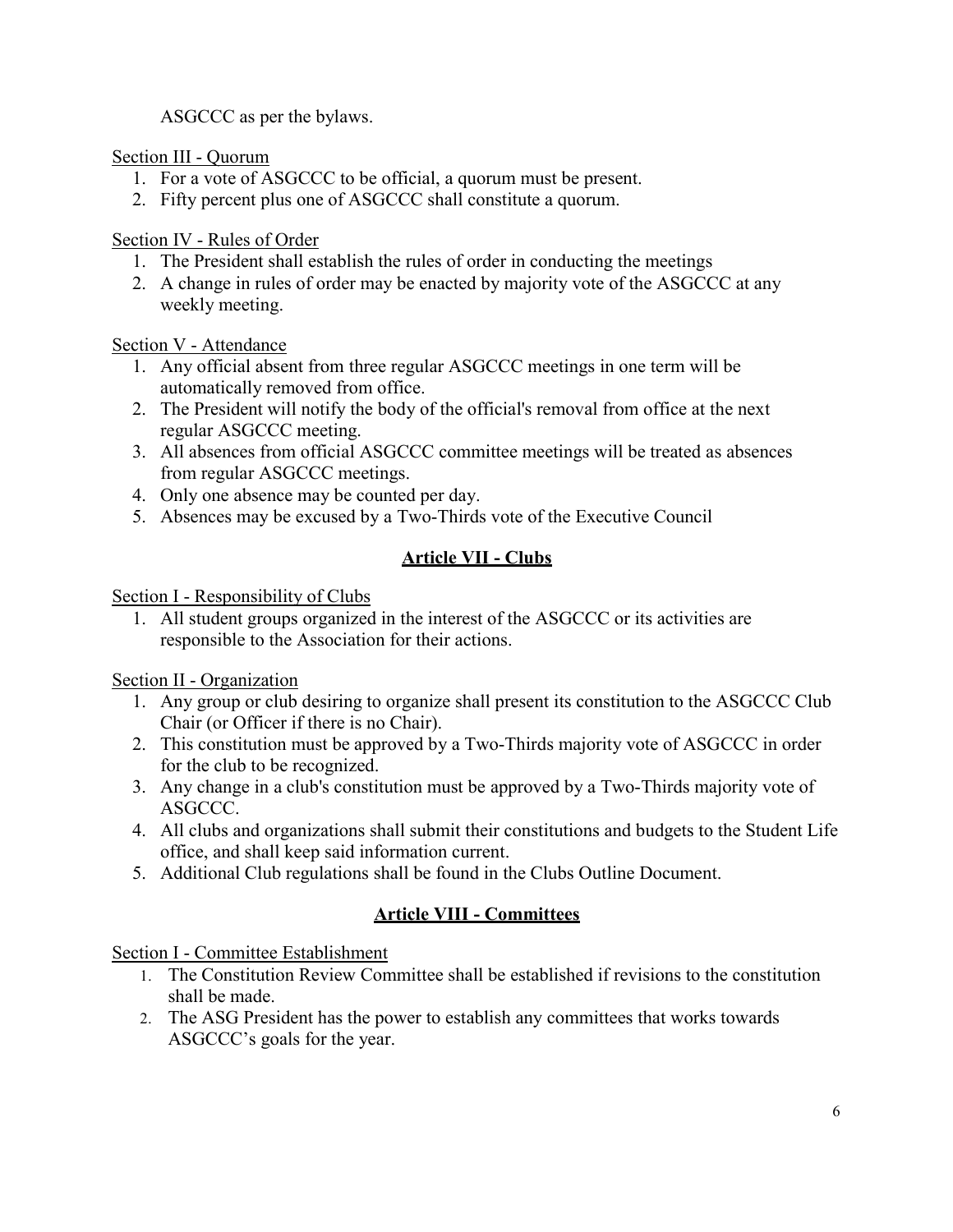ASGCCC as per the bylaws.

Section III - Quorum

1. For a vote of ASGCCC to be official, a quorum must be present.
2. Fifty percent plus one of ASGCCC shall constitute a quorum.

Section IV - Rules of Order

1. The President shall establish the rules of order in conducting the meetings
2. A change in rules of order may be enacted by majority vote of the ASGCCC at any weekly meeting.

Section V - Attendance

1. Any official absent from three regular ASGCCC meetings in one term will be automatically removed from office.
2. The President will notify the body of the official's removal from office at the next regular ASGCCC meeting.
3. All absences from official ASGCCC committee meetings will be treated as absences from regular ASGCCC meetings.
4. Only one absence may be counted per day.
5. Absences may be excused by a Two-Thirds vote of the Executive Council

## Article VII - Clubs

Section I - Responsibility of Clubs

1. All student groups organized in the interest of the ASGCCC or its activities are responsible to the Association for their actions.

Section II - Organization

1. Any group or club desiring to organize shall present its constitution to the ASGCCC Club Chair (or Officer if there is no Chair).
2. This constitution must be approved by a Two-Thirds majority vote of ASGCCC in order for the club to be recognized.
3. Any change in a club's constitution must be approved by a Two-Thirds majority vote of ASGCCC.
4. All clubs and organizations shall submit their constitutions and budgets to the Student Life office, and shall keep said information current.
5. Additional Club regulations shall be found in the Clubs Outline Document.

## Article VIII - Committees

Section I - Committee Establishment

1. The Constitution Review Committee shall be established if revisions to the constitution shall be made.
2. The ASG President has the power to establish any committees that works towards ASGCCC's goals for the year.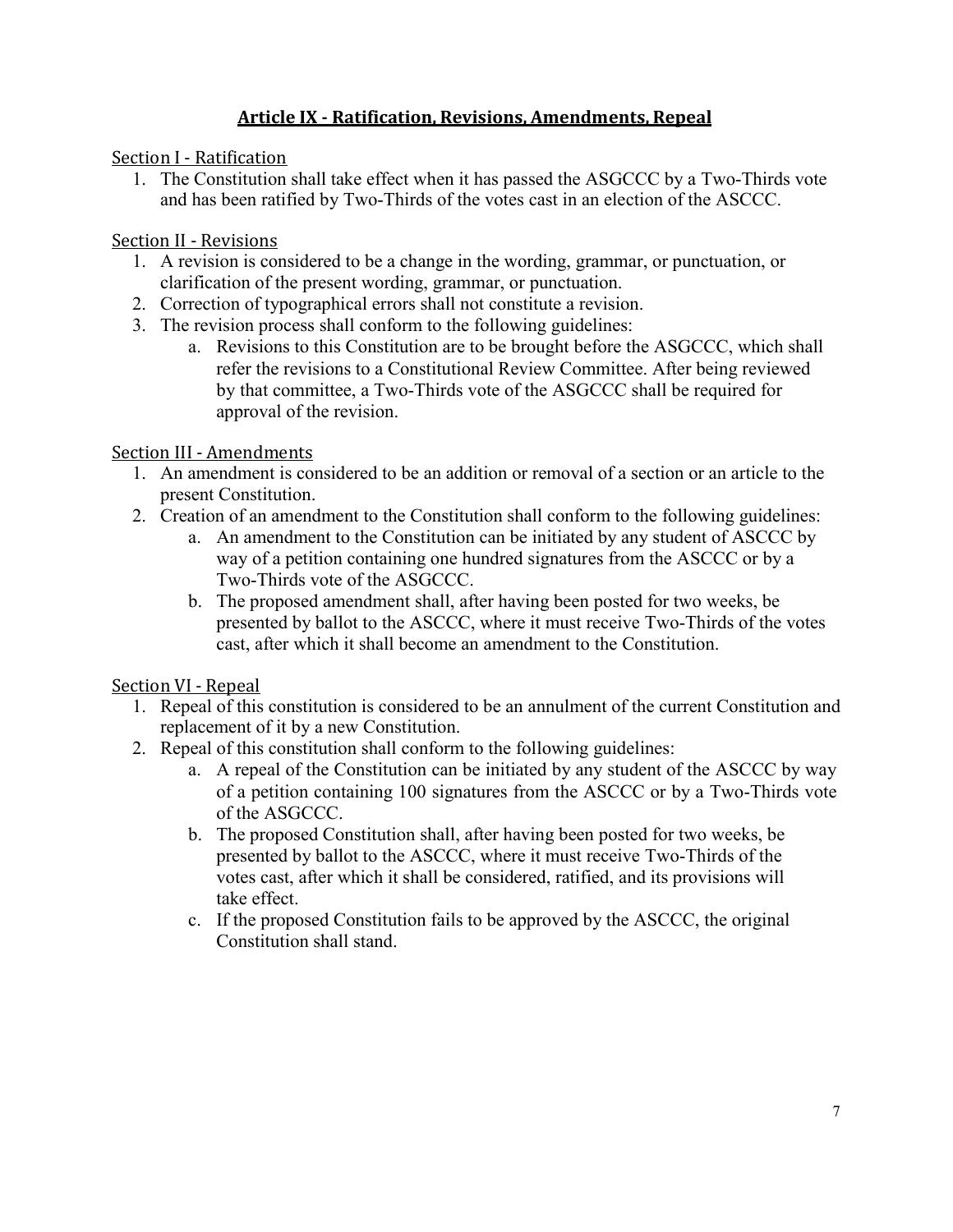## Article IX - Ratification, Revisions, Amendments, Repeal

### Section I - Ratification

1. The Constitution shall take effect when it has passed the ASGCCC by a Two-Thirds vote and has been ratified by Two-Thirds of the votes cast in an election of the ASCCC.

### Section II - Revisions

1. A revision is considered to be a change in the wording, grammar, or punctuation, or clarification of the present wording, grammar, or punctuation.
2. Correction of typographical errors shall not constitute a revision.
3. The revision process shall conform to the following guidelines:
   a. Revisions to this Constitution are to be brought before the ASGCCC, which shall refer the revisions to a Constitutional Review Committee. After being reviewed by that committee, a Two-Thirds vote of the ASGCCC shall be required for approval of the revision.

### Section III - Amendments

1. An amendment is considered to be an addition or removal of a section or an article to the present Constitution.
2. Creation of an amendment to the Constitution shall conform to the following guidelines:
   a. An amendment to the Constitution can be initiated by any student of ASCCC by way of a petition containing one hundred signatures from the ASCCC or by a Two-Thirds vote of the ASGCCC.
   b. The proposed amendment shall, after having been posted for two weeks, be presented by ballot to the ASCCC, where it must receive Two-Thirds of the votes cast, after which it shall become an amendment to the Constitution.

### Section VI - Repeal

1. Repeal of this constitution is considered to be an annulment of the current Constitution and replacement of it by a new Constitution.
2. Repeal of this constitution shall conform to the following guidelines:
   a. A repeal of the Constitution can be initiated by any student of the ASCCC by way of a petition containing 100 signatures from the ASCCC or by a Two-Thirds vote of the ASGCCC.
   b. The proposed Constitution shall, after having been posted for two weeks, be presented by ballot to the ASCCC, where it must receive Two-Thirds of the votes cast, after which it shall be considered, ratified, and its provisions will take effect.
   c. If the proposed Constitution fails to be approved by the ASCCC, the original Constitution shall stand.